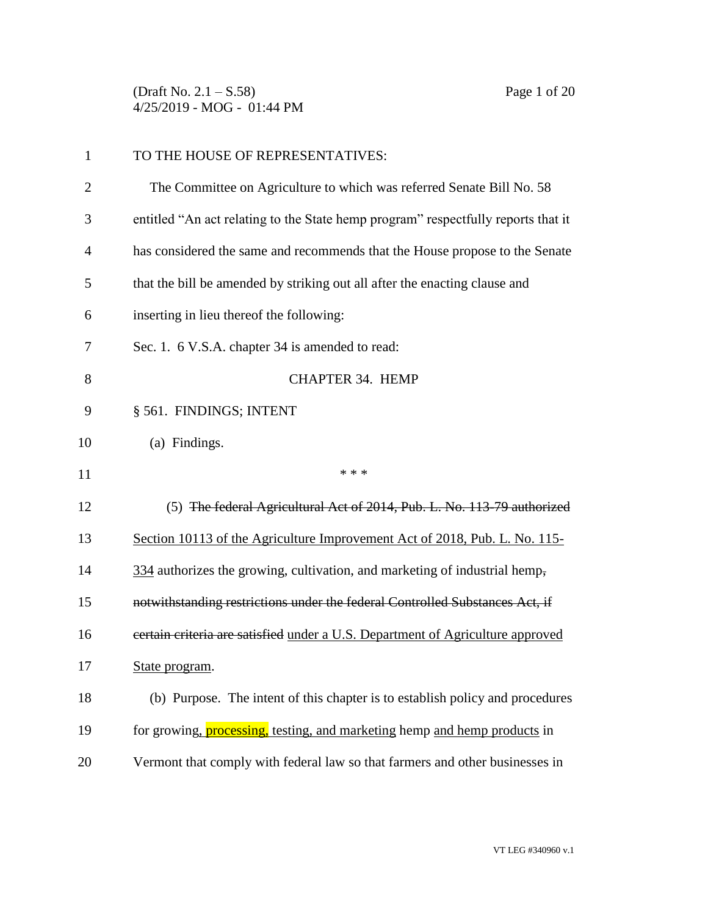TO THE HOUSE OF REPRESENTATIVES:

The Committee on Agriculture to which was referred Senate Bill No. 58 entitled "An act relating to the State hemp program" respectfully reports that it has considered the same and recommends that the House propose to the Senate that the bill be amended by striking out all after the enacting clause and inserting in lieu thereof the following:

Sec. 1. 6 V.S.A. chapter 34 is amended to read:

CHAPTER 34. HEMP

§ 561. FINDINGS; INTENT

(a) Findings.

\* \* \*

(5) ~~The federal Agricultural Act of 2014, Pub. L. No. 113-79 authorized~~ <u>Section 10113 of the Agriculture Improvement Act of 2018, Pub. L. No. 115-334</u> authorizes the growing, cultivation, and marketing of industrial hemp~~, notwithstanding restrictions under the federal Controlled Substances Act, if certain criteria are satisfied~~ <u>under a U.S. Department of Agriculture approved State program</u>.

(b) Purpose. The intent of this chapter is to establish policy and procedures for growing<u>, processing, testing, and marketing</u> hemp <u>and hemp products</u> in Vermont that comply with federal law so that farmers and other businesses in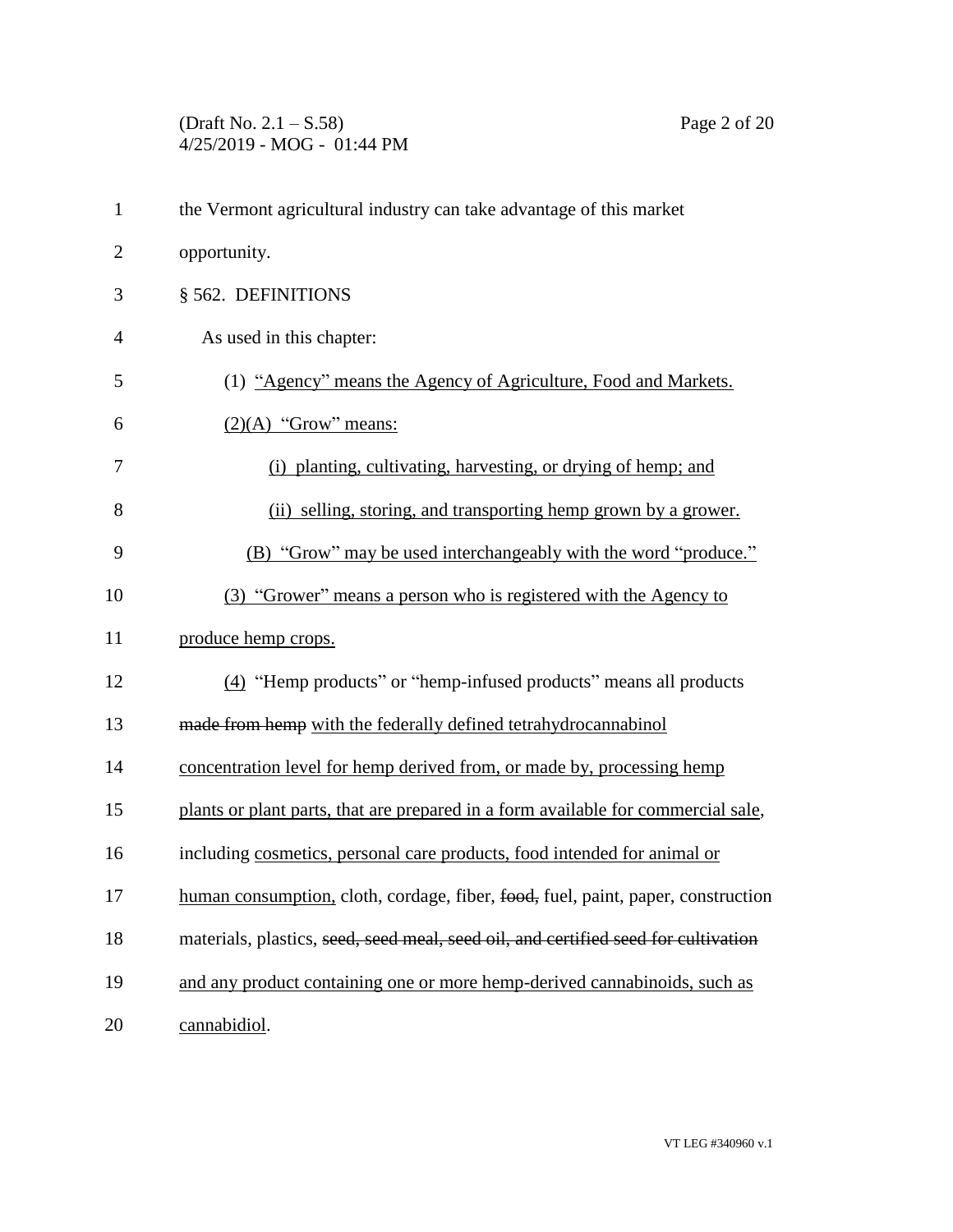the Vermont agricultural industry can take advantage of this market opportunity.

§ 562. DEFINITIONS

As used in this chapter:

(1) <u>"Agency" means the Agency of Agriculture, Food and Markets.</u>

<u>(2)(A) "Grow" means:</u>

<u>(i) planting, cultivating, harvesting, or drying of hemp; and</u>

<u>(ii) selling, storing, and transporting hemp grown by a grower.</u>

<u>(B) "Grow" may be used interchangeably with the word "produce."</u>

<u>(3) "Grower" means a person who is registered with the Agency to produce hemp crops.</u>

<u>(4)</u> "Hemp products" or "hemp-infused products" means all products ~~made from hemp~~ <u>with the federally defined tetrahydrocannabinol concentration level for hemp derived from, or made by, processing hemp plants or plant parts, that are prepared in a form available for commercial sale</u>, including <u>cosmetics, personal care products, food intended for animal or human consumption,</u> cloth, cordage, fiber, ~~food,~~ fuel, paint, paper, construction materials, plastics, ~~seed, seed meal, seed oil, and certified seed for cultivation~~ <u>and any product containing one or more hemp-derived cannabinoids, such as cannabidiol</u>.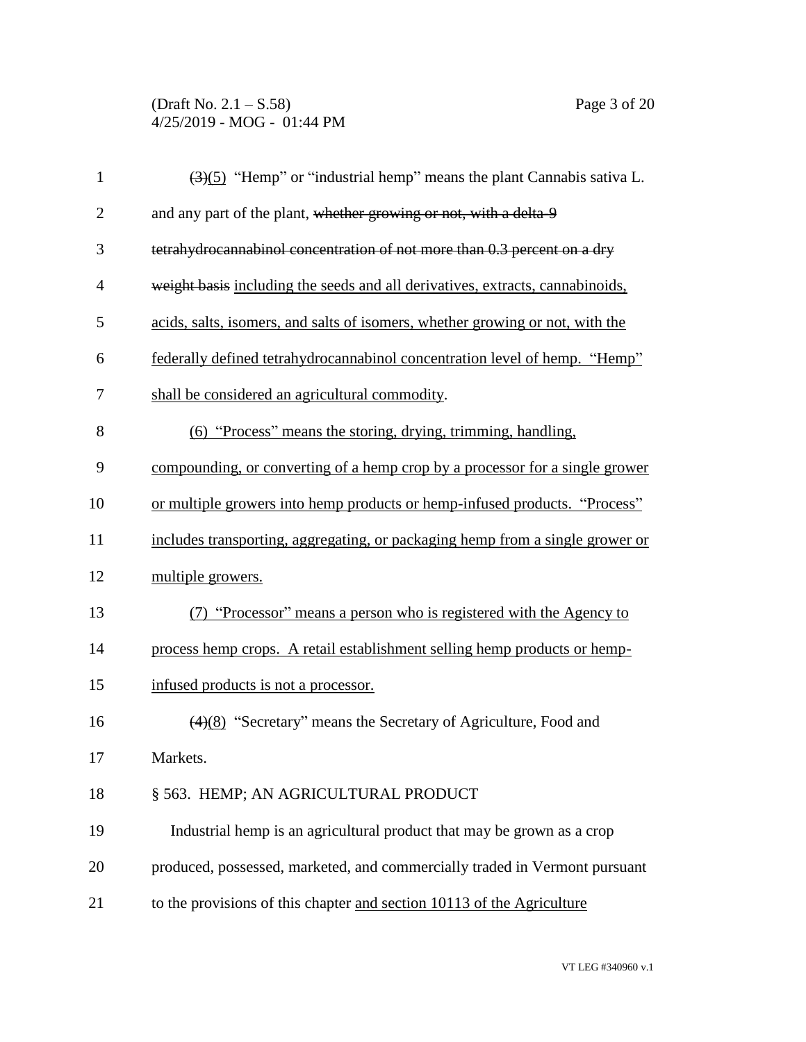~~(3)~~(5) "Hemp" or "industrial hemp" means the plant Cannabis sativa L. and any part of the plant, ~~whether growing or not, with a delta-9 tetrahydrocannabinol concentration of not more than 0.3 percent on a dry weight basis~~ including the seeds and all derivatives, extracts, cannabinoids, acids, salts, isomers, and salts of isomers, whether growing or not, with the federally defined tetrahydrocannabinol concentration level of hemp. "Hemp" shall be considered an agricultural commodity.

(6) "Process" means the storing, drying, trimming, handling, compounding, or converting of a hemp crop by a processor for a single grower or multiple growers into hemp products or hemp-infused products. "Process" includes transporting, aggregating, or packaging hemp from a single grower or multiple growers.

(7) "Processor" means a person who is registered with the Agency to process hemp crops. A retail establishment selling hemp products or hemp-infused products is not a processor.

~~(4)~~(8) "Secretary" means the Secretary of Agriculture, Food and Markets.

§ 563. HEMP; AN AGRICULTURAL PRODUCT

Industrial hemp is an agricultural product that may be grown as a crop produced, possessed, marketed, and commercially traded in Vermont pursuant to the provisions of this chapter and section 10113 of the Agriculture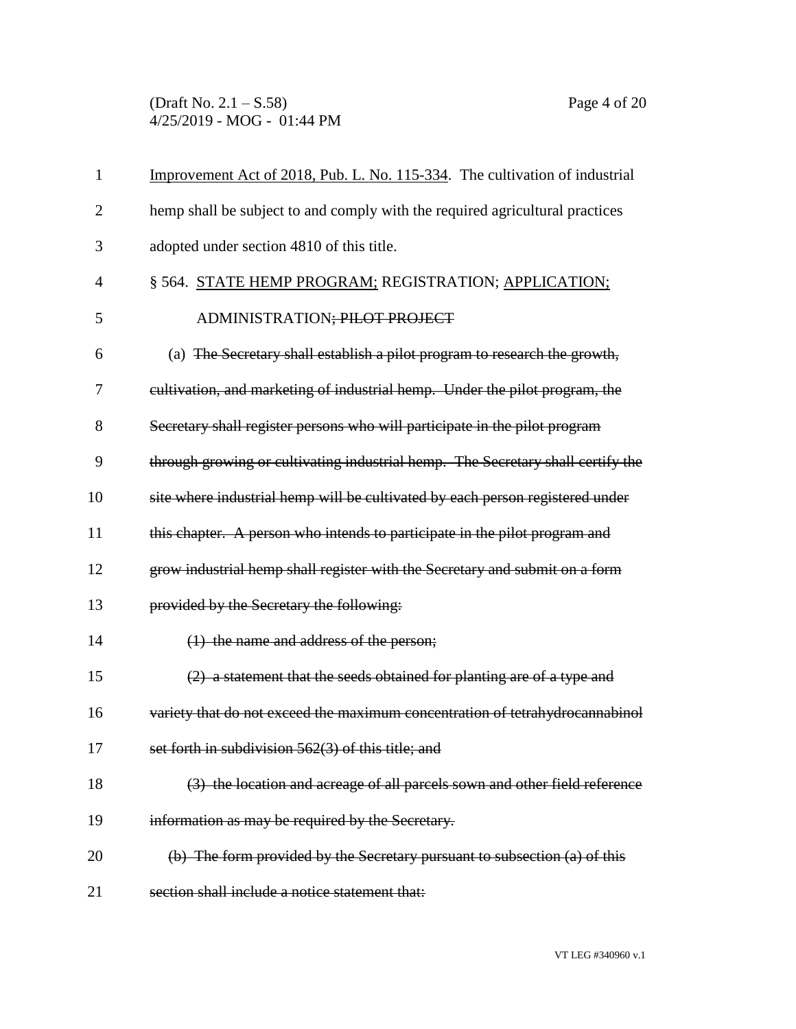Improvement Act of 2018, Pub. L. No. 115-334. The cultivation of industrial hemp shall be subject to and comply with the required agricultural practices adopted under section 4810 of this title.

§ 564. STATE HEMP PROGRAM; REGISTRATION; APPLICATION; ADMINISTRATION; ~~PILOT PROJECT~~

(a) ~~The Secretary shall establish a pilot program to research the growth, cultivation, and marketing of industrial hemp. Under the pilot program, the Secretary shall register persons who will participate in the pilot program through growing or cultivating industrial hemp. The Secretary shall certify the site where industrial hemp will be cultivated by each person registered under this chapter. A person who intends to participate in the pilot program and grow industrial hemp shall register with the Secretary and submit on a form provided by the Secretary the following:~~

~~(1) the name and address of the person;~~

~~(2) a statement that the seeds obtained for planting are of a type and variety that do not exceed the maximum concentration of tetrahydrocannabinol set forth in subdivision 562(3) of this title; and~~

~~(3) the location and acreage of all parcels sown and other field reference information as may be required by the Secretary.~~

~~(b) The form provided by the Secretary pursuant to subsection (a) of this section shall include a notice statement that:~~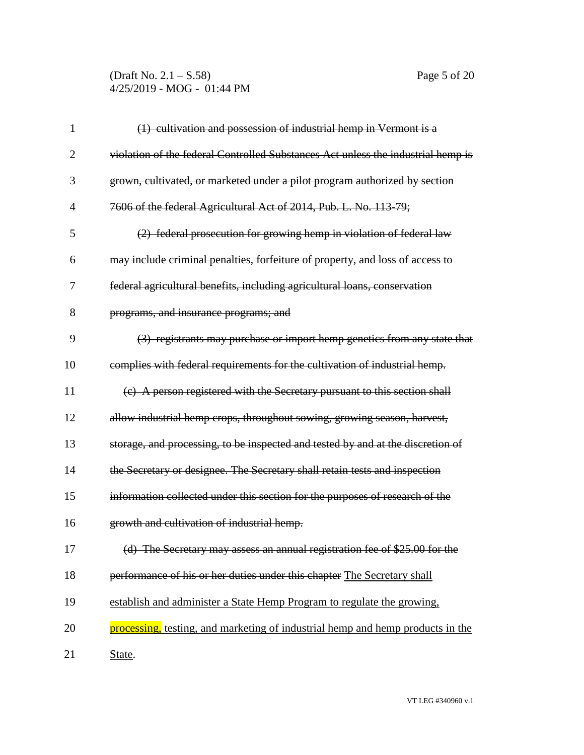~~(1) cultivation and possession of industrial hemp in Vermont is a violation of the federal Controlled Substances Act unless the industrial hemp is grown, cultivated, or marketed under a pilot program authorized by section 7606 of the federal Agricultural Act of 2014, Pub. L. No. 113-79;~~

~~(2) federal prosecution for growing hemp in violation of federal law may include criminal penalties, forfeiture of property, and loss of access to federal agricultural benefits, including agricultural loans, conservation programs, and insurance programs; and~~

~~(3) registrants may purchase or import hemp genetics from any state that complies with federal requirements for the cultivation of industrial hemp.~~

~~(c) A person registered with the Secretary pursuant to this section shall allow industrial hemp crops, throughout sowing, growing season, harvest, storage, and processing, to be inspected and tested by and at the discretion of the Secretary or designee. The Secretary shall retain tests and inspection information collected under this section for the purposes of research of the growth and cultivation of industrial hemp.~~

~~(d) The Secretary may assess an annual registration fee of $25.00 for the performance of his or her duties under this chapter~~ <u>The Secretary shall establish and administer a State Hemp Program to regulate the growing, processing, testing, and marketing of industrial hemp and hemp products in the State</u>.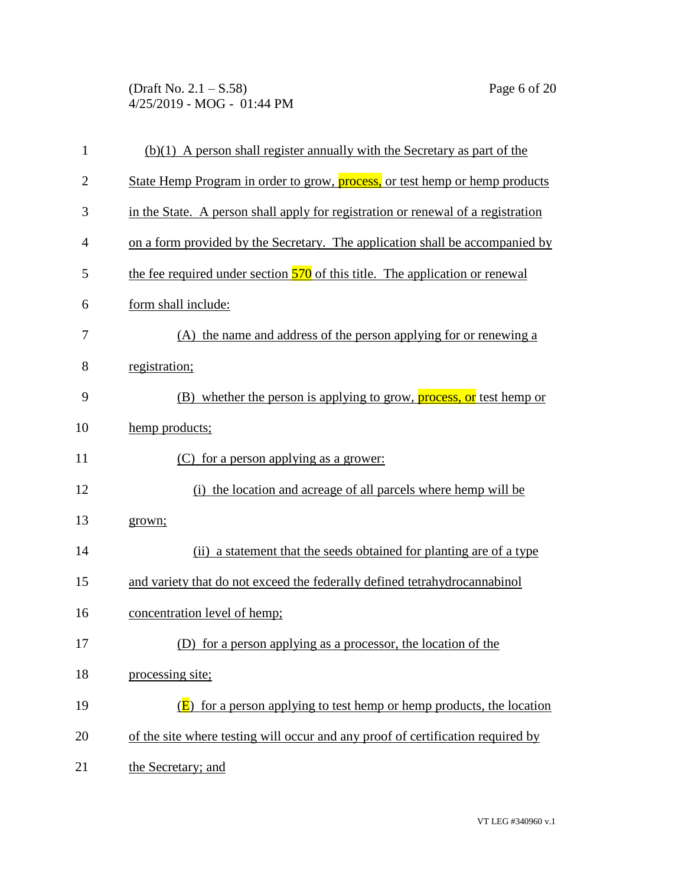(b)(1) A person shall register annually with the Secretary as part of the State Hemp Program in order to grow, process, or test hemp or hemp products in the State. A person shall apply for registration or renewal of a registration on a form provided by the Secretary. The application shall be accompanied by the fee required under section 570 of this title. The application or renewal form shall include:

(A) the name and address of the person applying for or renewing a registration;

(B) whether the person is applying to grow, process, or test hemp or hemp products;

(C) for a person applying as a grower:

(i) the location and acreage of all parcels where hemp will be grown;

(ii) a statement that the seeds obtained for planting are of a type and variety that do not exceed the federally defined tetrahydrocannabinol concentration level of hemp;

(D) for a person applying as a processor, the location of the processing site;

(E) for a person applying to test hemp or hemp products, the location of the site where testing will occur and any proof of certification required by the Secretary; and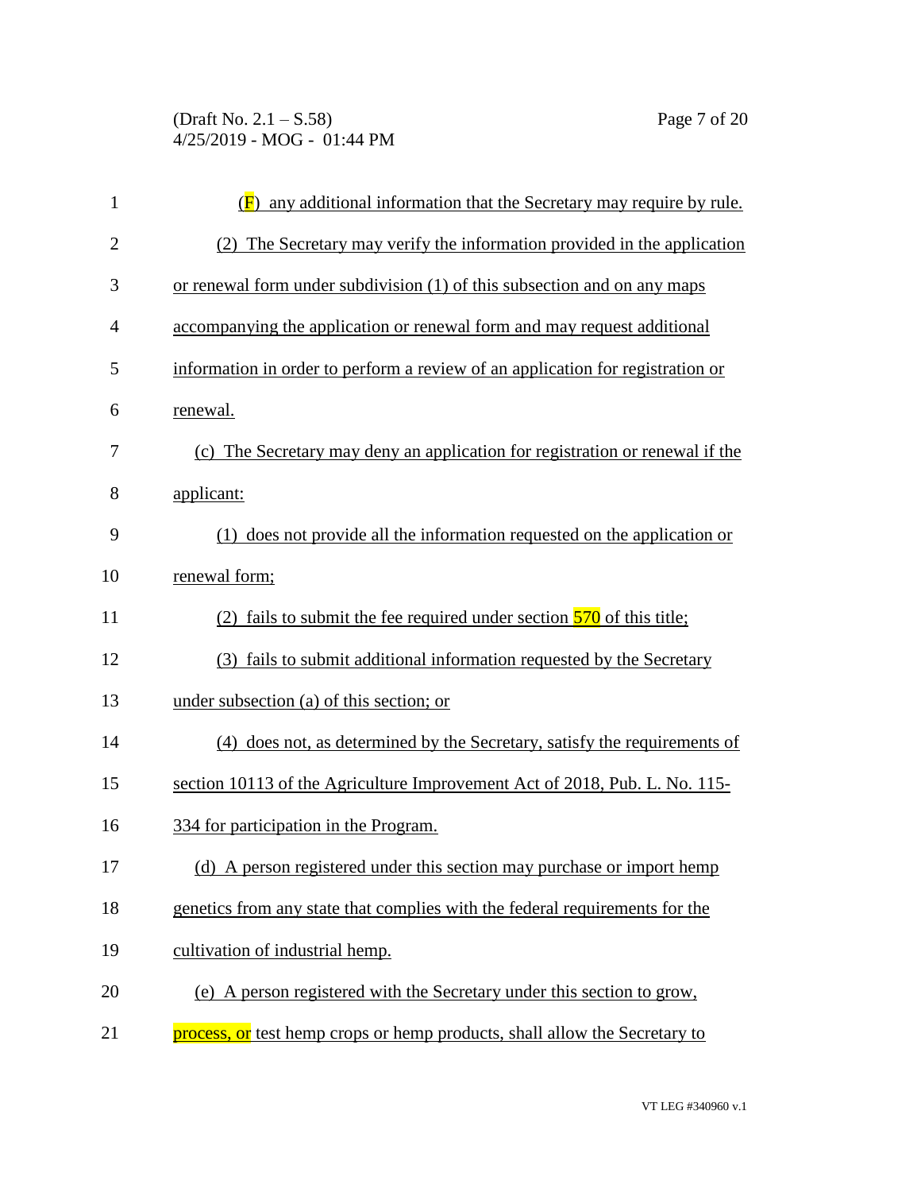(F) any additional information that the Secretary may require by rule.

(2) The Secretary may verify the information provided in the application or renewal form under subdivision (1) of this subsection and on any maps accompanying the application or renewal form and may request additional information in order to perform a review of an application for registration or renewal.

(c) The Secretary may deny an application for registration or renewal if the applicant:

(1) does not provide all the information requested on the application or renewal form;

(2) fails to submit the fee required under section 570 of this title;

(3) fails to submit additional information requested by the Secretary under subsection (a) of this section; or

(4) does not, as determined by the Secretary, satisfy the requirements of section 10113 of the Agriculture Improvement Act of 2018, Pub. L. No. 115-334 for participation in the Program.

(d) A person registered under this section may purchase or import hemp genetics from any state that complies with the federal requirements for the cultivation of industrial hemp.

(e) A person registered with the Secretary under this section to grow, process, or test hemp crops or hemp products, shall allow the Secretary to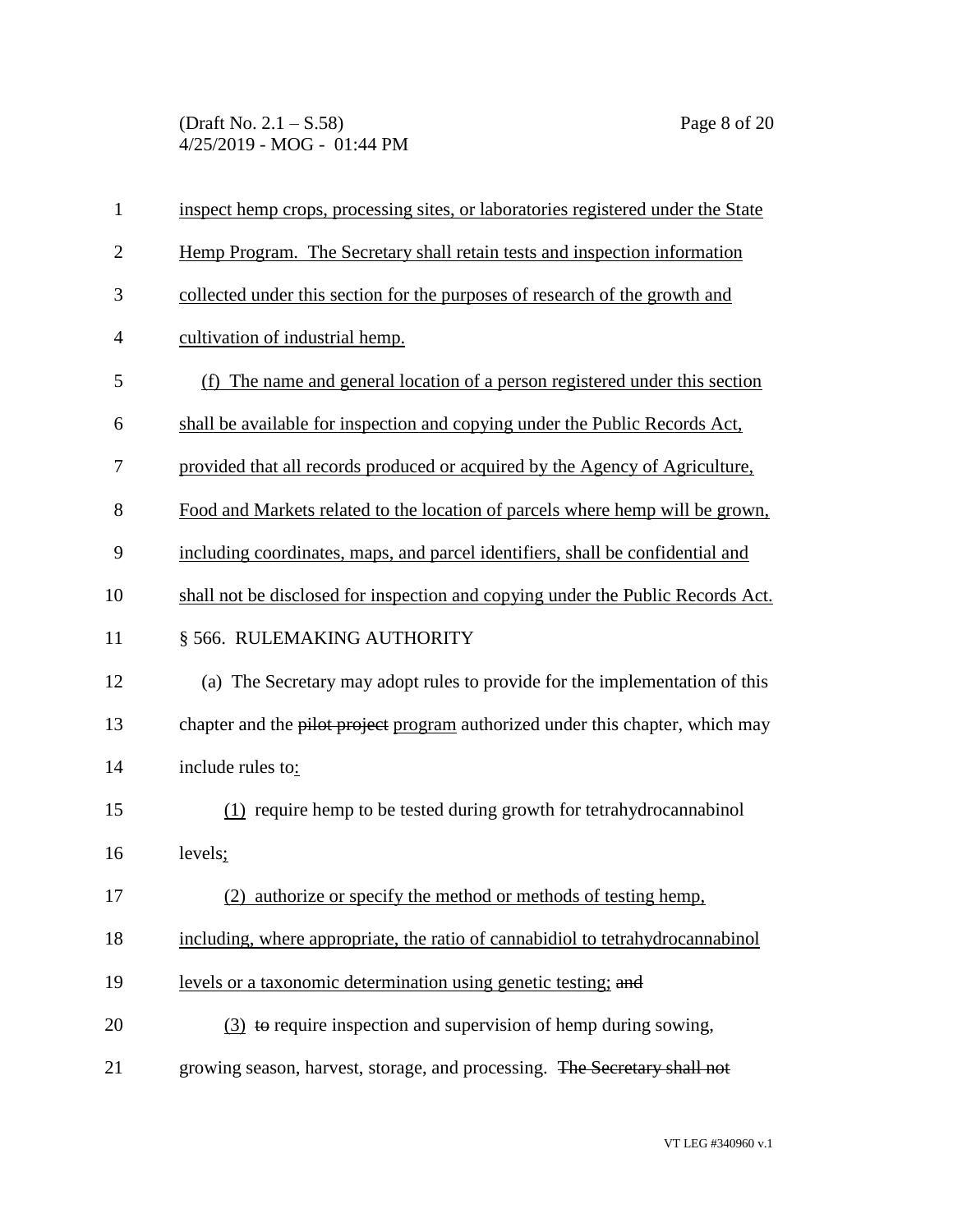inspect hemp crops, processing sites, or laboratories registered under the State Hemp Program. The Secretary shall retain tests and inspection information collected under this section for the purposes of research of the growth and cultivation of industrial hemp.

(f) The name and general location of a person registered under this section shall be available for inspection and copying under the Public Records Act, provided that all records produced or acquired by the Agency of Agriculture, Food and Markets related to the location of parcels where hemp will be grown, including coordinates, maps, and parcel identifiers, shall be confidential and shall not be disclosed for inspection and copying under the Public Records Act.

§ 566. RULEMAKING AUTHORITY

(a) The Secretary may adopt rules to provide for the implementation of this chapter and the ~~pilot project~~ program authorized under this chapter, which may include rules to:

(1) require hemp to be tested during growth for tetrahydrocannabinol levels;

(2) authorize or specify the method or methods of testing hemp, including, where appropriate, the ratio of cannabidiol to tetrahydrocannabinol levels or a taxonomic determination using genetic testing; ~~and~~

(3) ~~to~~ require inspection and supervision of hemp during sowing, growing season, harvest, storage, and processing. ~~The Secretary shall not~~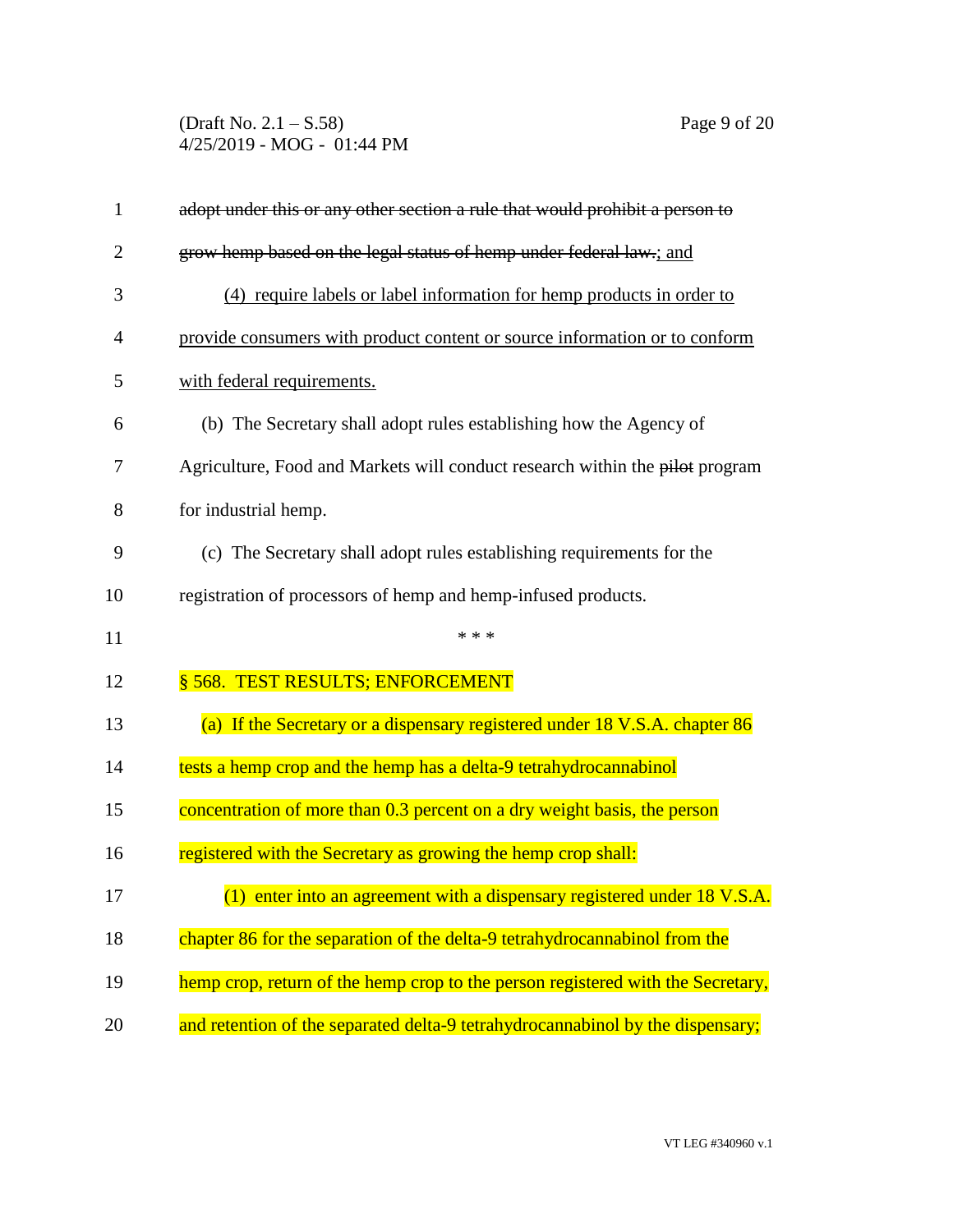~~adopt under this or any other section a rule that would prohibit a person to grow hemp based on the legal status of hemp under federal law.~~; and

(4) require labels or label information for hemp products in order to provide consumers with product content or source information or to conform with federal requirements.

(b) The Secretary shall adopt rules establishing how the Agency of Agriculture, Food and Markets will conduct research within the ~~pilot~~ program for industrial hemp.

(c) The Secretary shall adopt rules establishing requirements for the registration of processors of hemp and hemp-infused products.

\* \* \*

§ 568. TEST RESULTS; ENFORCEMENT

(a) If the Secretary or a dispensary registered under 18 V.S.A. chapter 86 tests a hemp crop and the hemp has a delta-9 tetrahydrocannabinol concentration of more than 0.3 percent on a dry weight basis, the person registered with the Secretary as growing the hemp crop shall:

(1) enter into an agreement with a dispensary registered under 18 V.S.A. chapter 86 for the separation of the delta-9 tetrahydrocannabinol from the hemp crop, return of the hemp crop to the person registered with the Secretary, and retention of the separated delta-9 tetrahydrocannabinol by the dispensary;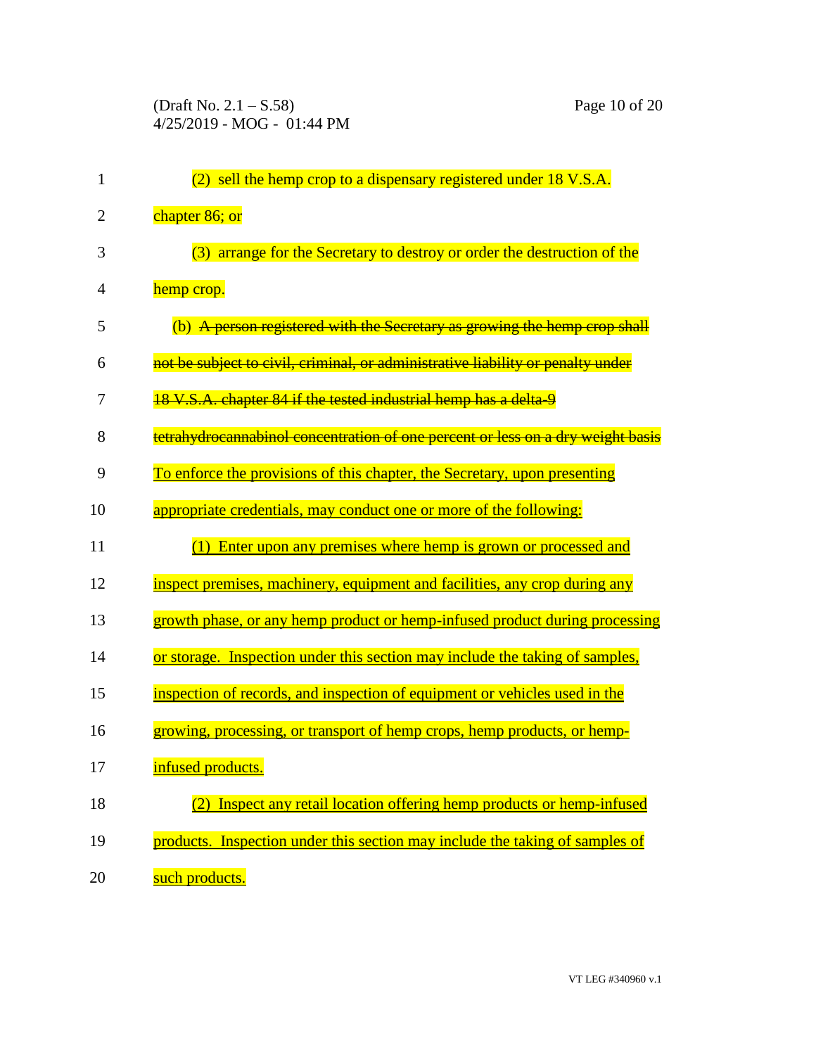(2) sell the hemp crop to a dispensary registered under 18 V.S.A. chapter 86; or

(3) arrange for the Secretary to destroy or order the destruction of the hemp crop.

(b) ~~A person registered with the Secretary as growing the hemp crop shall not be subject to civil, criminal, or administrative liability or penalty under 18 V.S.A. chapter 84 if the tested industrial hemp has a delta-9 tetrahydrocannabinol concentration of one percent or less on a dry weight basis~~ <u>To enforce the provisions of this chapter, the Secretary, upon presenting appropriate credentials, may conduct one or more of the following:</u>

<u>(1) Enter upon any premises where hemp is grown or processed and inspect premises, machinery, equipment and facilities, any crop during any growth phase, or any hemp product or hemp-infused product during processing or storage. Inspection under this section may include the taking of samples, inspection of records, and inspection of equipment or vehicles used in the growing, processing, or transport of hemp crops, hemp products, or hemp-infused products.</u>

<u>(2) Inspect any retail location offering hemp products or hemp-infused products. Inspection under this section may include the taking of samples of such products.</u>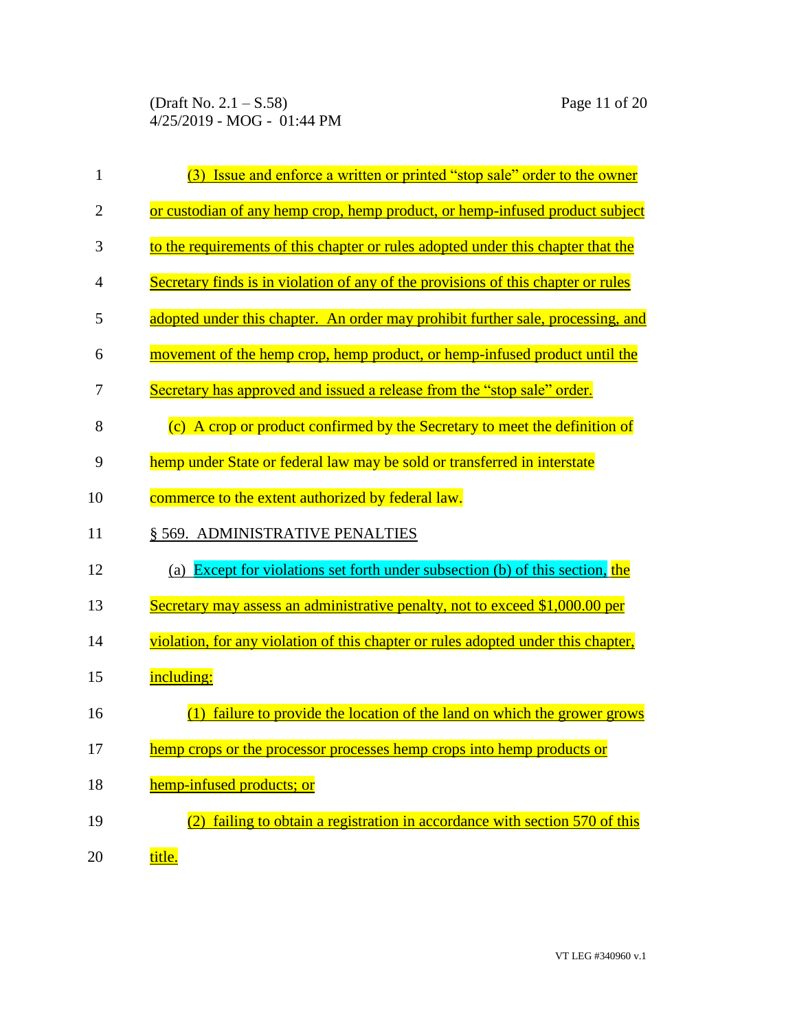(3) Issue and enforce a written or printed "stop sale" order to the owner or custodian of any hemp crop, hemp product, or hemp-infused product subject to the requirements of this chapter or rules adopted under this chapter that the Secretary finds is in violation of any of the provisions of this chapter or rules adopted under this chapter. An order may prohibit further sale, processing, and movement of the hemp crop, hemp product, or hemp-infused product until the Secretary has approved and issued a release from the "stop sale" order.

(c) A crop or product confirmed by the Secretary to meet the definition of hemp under State or federal law may be sold or transferred in interstate commerce to the extent authorized by federal law.

§ 569. ADMINISTRATIVE PENALTIES

(a) Except for violations set forth under subsection (b) of this section, the Secretary may assess an administrative penalty, not to exceed $1,000.00 per violation, for any violation of this chapter or rules adopted under this chapter, including:

(1) failure to provide the location of the land on which the grower grows hemp crops or the processor processes hemp crops into hemp products or hemp-infused products; or

(2) failing to obtain a registration in accordance with section 570 of this title.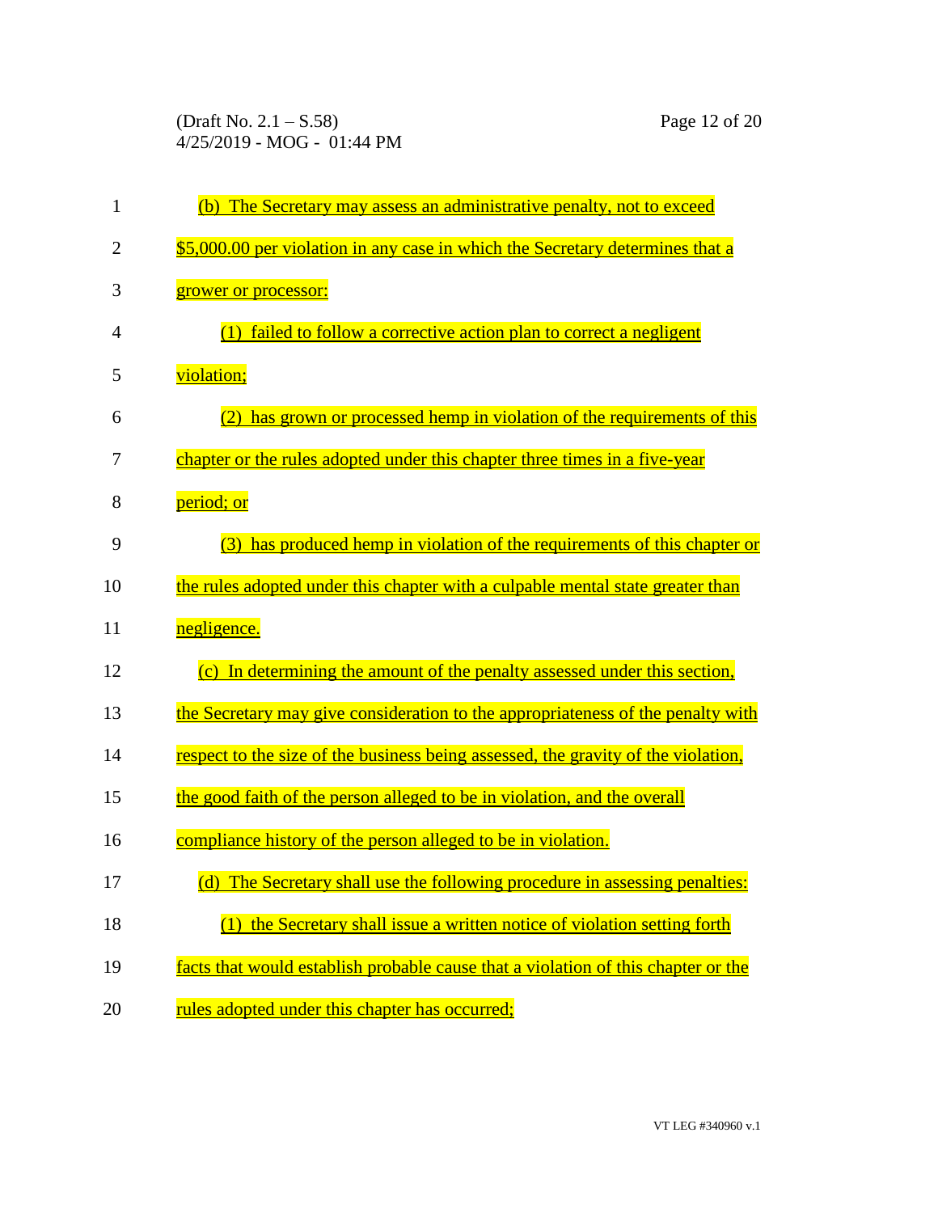(b) The Secretary may assess an administrative penalty, not to exceed $5,000.00 per violation in any case in which the Secretary determines that a grower or processor:

(1) failed to follow a corrective action plan to correct a negligent violation;

(2) has grown or processed hemp in violation of the requirements of this chapter or the rules adopted under this chapter three times in a five-year period; or

(3) has produced hemp in violation of the requirements of this chapter or the rules adopted under this chapter with a culpable mental state greater than negligence.

(c) In determining the amount of the penalty assessed under this section, the Secretary may give consideration to the appropriateness of the penalty with respect to the size of the business being assessed, the gravity of the violation, the good faith of the person alleged to be in violation, and the overall compliance history of the person alleged to be in violation.

(d) The Secretary shall use the following procedure in assessing penalties:

(1) the Secretary shall issue a written notice of violation setting forth facts that would establish probable cause that a violation of this chapter or the rules adopted under this chapter has occurred;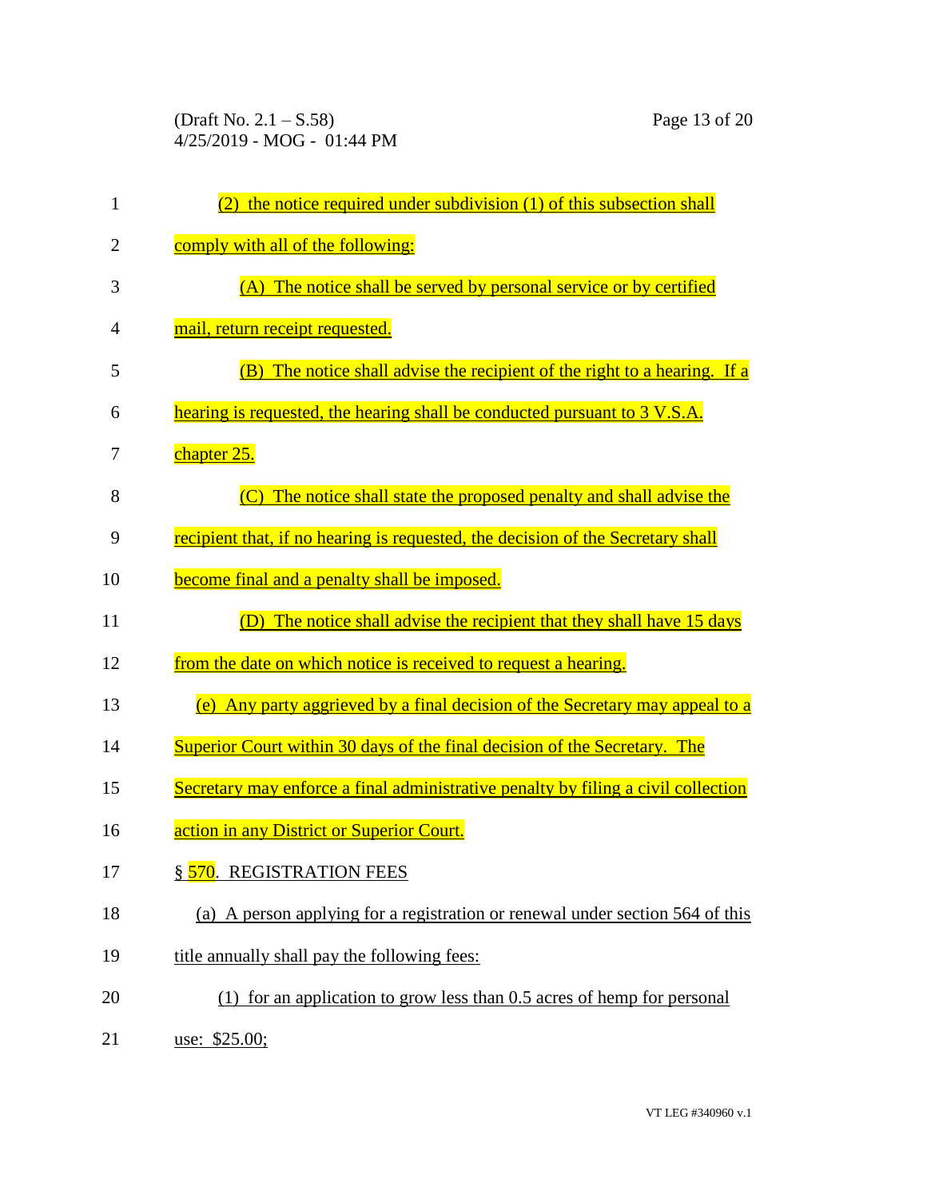(2) the notice required under subdivision (1) of this subsection shall comply with all of the following:

(A) The notice shall be served by personal service or by certified mail, return receipt requested.

(B) The notice shall advise the recipient of the right to a hearing. If a hearing is requested, the hearing shall be conducted pursuant to 3 V.S.A. chapter 25.

(C) The notice shall state the proposed penalty and shall advise the recipient that, if no hearing is requested, the decision of the Secretary shall become final and a penalty shall be imposed.

(D) The notice shall advise the recipient that they shall have 15 days from the date on which notice is received to request a hearing.

(e) Any party aggrieved by a final decision of the Secretary may appeal to a Superior Court within 30 days of the final decision of the Secretary. The Secretary may enforce a final administrative penalty by filing a civil collection action in any District or Superior Court.

§ 570. REGISTRATION FEES

(a) A person applying for a registration or renewal under section 564 of this title annually shall pay the following fees:

(1) for an application to grow less than 0.5 acres of hemp for personal use: $25.00;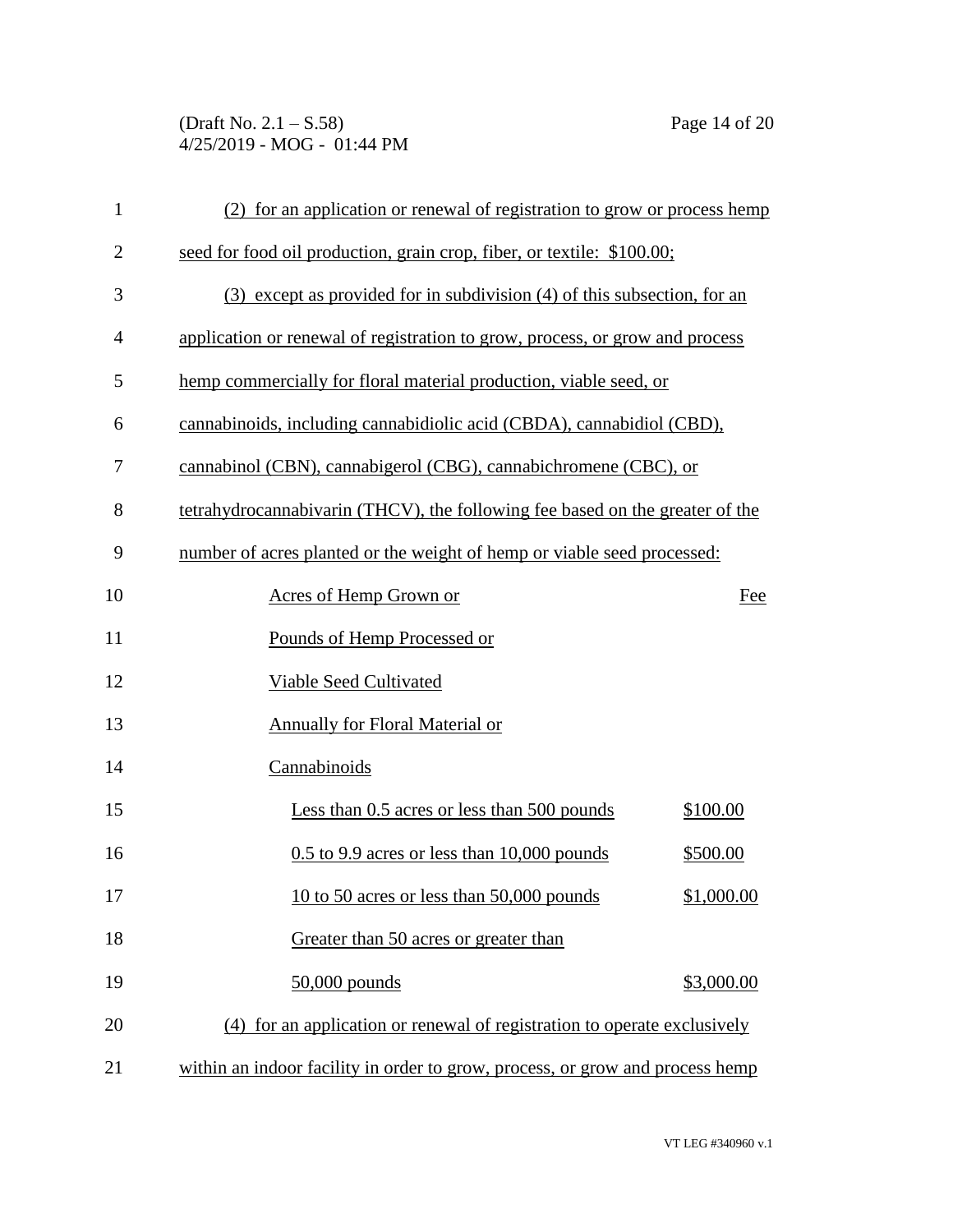(2) for an application or renewal of registration to grow or process hemp seed for food oil production, grain crop, fiber, or textile: $100.00;

(3) except as provided for in subdivision (4) of this subsection, for an application or renewal of registration to grow, process, or grow and process hemp commercially for floral material production, viable seed, or cannabinoids, including cannabidiolic acid (CBDA), cannabidiol (CBD), cannabinol (CBN), cannabigerol (CBG), cannabichromene (CBC), or tetrahydrocannabivarin (THCV), the following fee based on the greater of the number of acres planted or the weight of hemp or viable seed processed:

| Acres of Hemp Grown or Pounds of Hemp Processed or Viable Seed Cultivated Annually for Floral Material or Cannabinoids | Fee |
|---|---|
| Less than 0.5 acres or less than 500 pounds | $100.00 |
| 0.5 to 9.9 acres or less than 10,000 pounds | $500.00 |
| 10 to 50 acres or less than 50,000 pounds | $1,000.00 |
| Greater than 50 acres or greater than 50,000 pounds | $3,000.00 |

(4) for an application or renewal of registration to operate exclusively within an indoor facility in order to grow, process, or grow and process hemp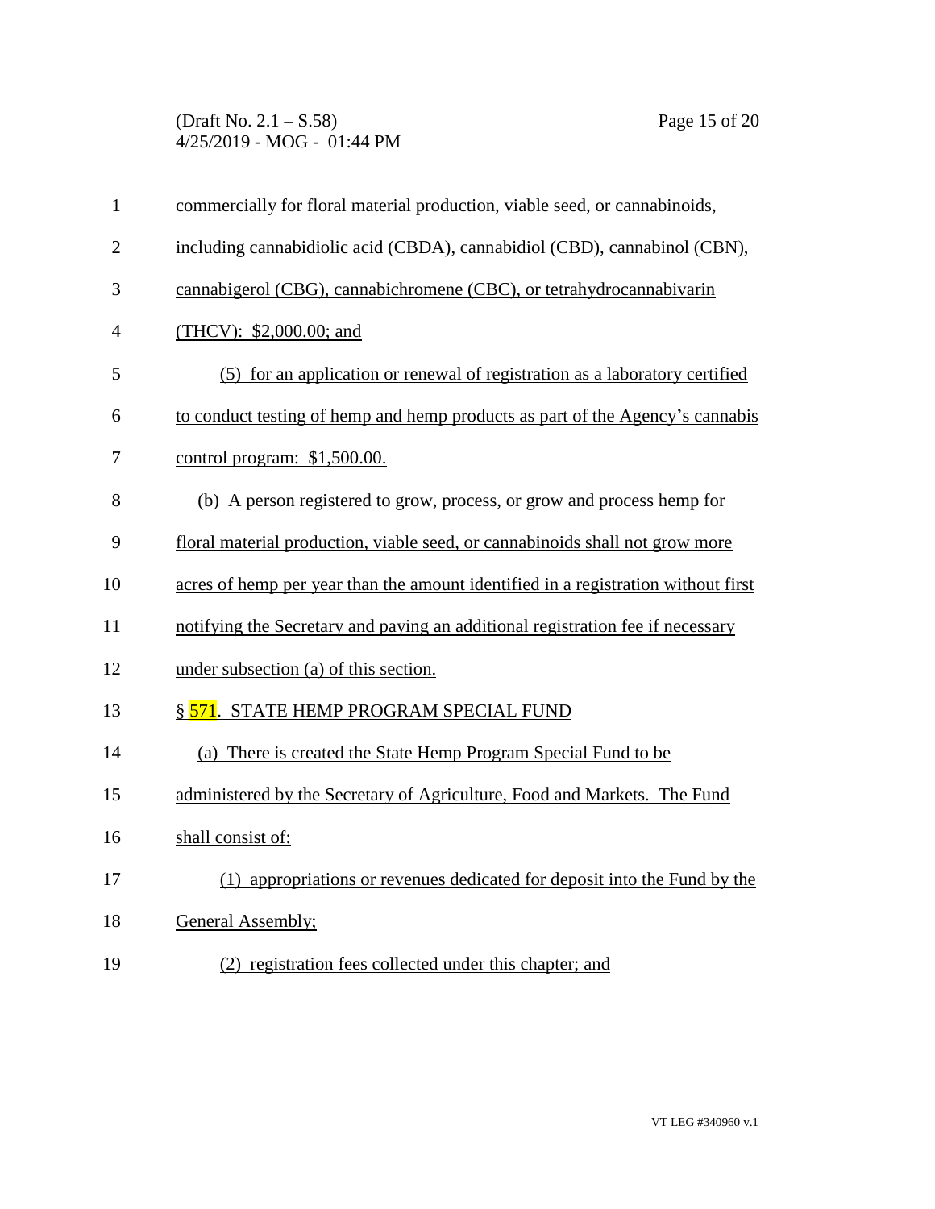commercially for floral material production, viable seed, or cannabinoids, including cannabidiolic acid (CBDA), cannabidiol (CBD), cannabinol (CBN), cannabigerol (CBG), cannabichromene (CBC), or tetrahydrocannabivarin (THCV): $2,000.00; and

(5) for an application or renewal of registration as a laboratory certified to conduct testing of hemp and hemp products as part of the Agency's cannabis control program: $1,500.00.

(b) A person registered to grow, process, or grow and process hemp for floral material production, viable seed, or cannabinoids shall not grow more acres of hemp per year than the amount identified in a registration without first notifying the Secretary and paying an additional registration fee if necessary under subsection (a) of this section.

§ 571. STATE HEMP PROGRAM SPECIAL FUND

(a) There is created the State Hemp Program Special Fund to be administered by the Secretary of Agriculture, Food and Markets. The Fund shall consist of:

(1) appropriations or revenues dedicated for deposit into the Fund by the General Assembly;

(2) registration fees collected under this chapter; and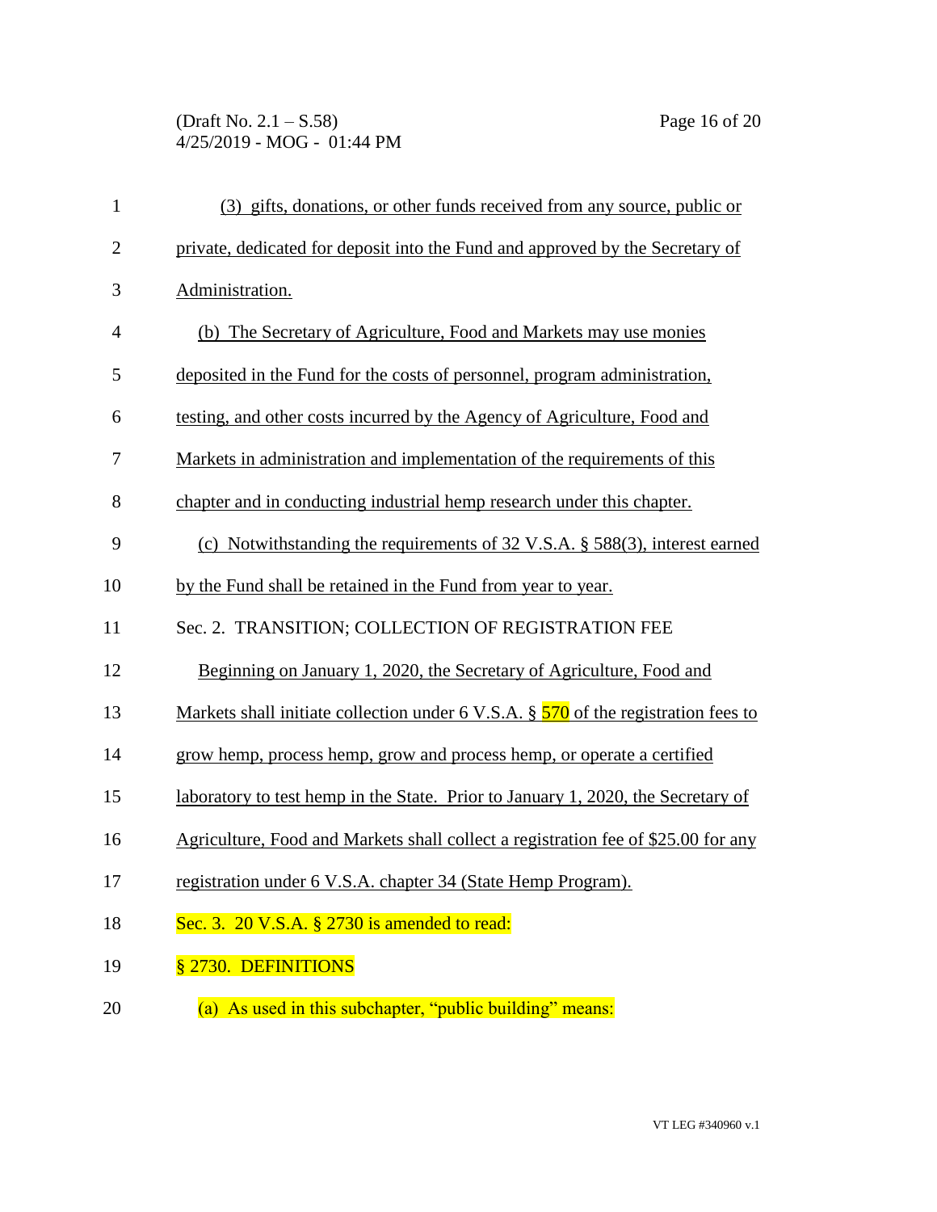(3) gifts, donations, or other funds received from any source, public or private, dedicated for deposit into the Fund and approved by the Secretary of Administration.

(b) The Secretary of Agriculture, Food and Markets may use monies deposited in the Fund for the costs of personnel, program administration, testing, and other costs incurred by the Agency of Agriculture, Food and Markets in administration and implementation of the requirements of this chapter and in conducting industrial hemp research under this chapter.

(c) Notwithstanding the requirements of 32 V.S.A. § 588(3), interest earned by the Fund shall be retained in the Fund from year to year.

Sec. 2. TRANSITION; COLLECTION OF REGISTRATION FEE

Beginning on January 1, 2020, the Secretary of Agriculture, Food and Markets shall initiate collection under 6 V.S.A. § 570 of the registration fees to grow hemp, process hemp, grow and process hemp, or operate a certified laboratory to test hemp in the State. Prior to January 1, 2020, the Secretary of Agriculture, Food and Markets shall collect a registration fee of $25.00 for any registration under 6 V.S.A. chapter 34 (State Hemp Program).

Sec. 3. 20 V.S.A. § 2730 is amended to read:

§ 2730. DEFINITIONS

(a) As used in this subchapter, "public building" means: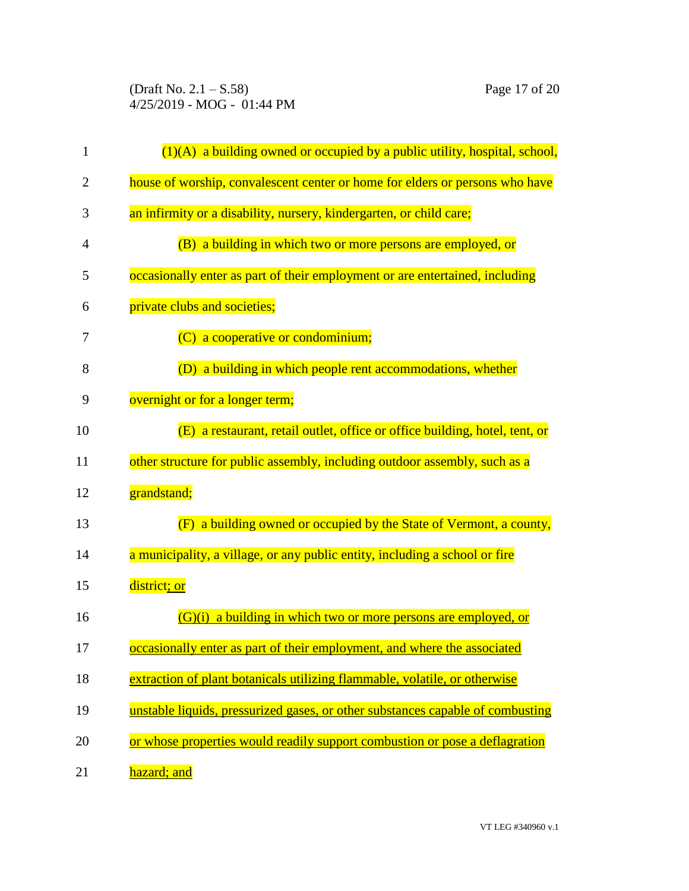(1)(A) a building owned or occupied by a public utility, hospital, school, house of worship, convalescent center or home for elders or persons who have an infirmity or a disability, nursery, kindergarten, or child care;

(B) a building in which two or more persons are employed, or occasionally enter as part of their employment or are entertained, including private clubs and societies;

(C) a cooperative or condominium;

(D) a building in which people rent accommodations, whether overnight or for a longer term;

(E) a restaurant, retail outlet, office or office building, hotel, tent, or other structure for public assembly, including outdoor assembly, such as a grandstand;

(F) a building owned or occupied by the State of Vermont, a county, a municipality, a village, or any public entity, including a school or fire district; or

(G)(i) a building in which two or more persons are employed, or occasionally enter as part of their employment, and where the associated extraction of plant botanicals utilizing flammable, volatile, or otherwise unstable liquids, pressurized gases, or other substances capable of combusting or whose properties would readily support combustion or pose a deflagration hazard; and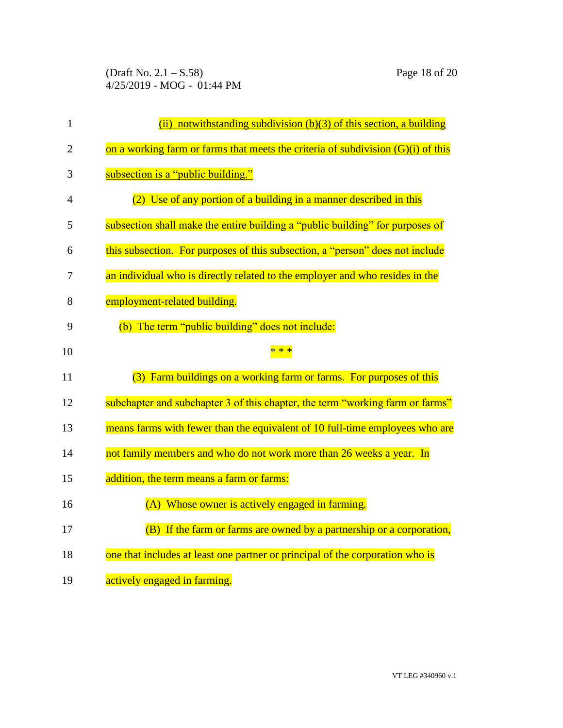(ii) notwithstanding subdivision (b)(3) of this section, a building on a working farm or farms that meets the criteria of subdivision (G)(i) of this subsection is a "public building."

(2) Use of any portion of a building in a manner described in this subsection shall make the entire building a "public building" for purposes of this subsection. For purposes of this subsection, a "person" does not include an individual who is directly related to the employer and who resides in the employment-related building.

(b) The term "public building" does not include:

\* \* \*

(3) Farm buildings on a working farm or farms. For purposes of this subchapter and subchapter 3 of this chapter, the term "working farm or farms" means farms with fewer than the equivalent of 10 full-time employees who are not family members and who do not work more than 26 weeks a year. In addition, the term means a farm or farms:

(A) Whose owner is actively engaged in farming.

(B) If the farm or farms are owned by a partnership or a corporation, one that includes at least one partner or principal of the corporation who is actively engaged in farming.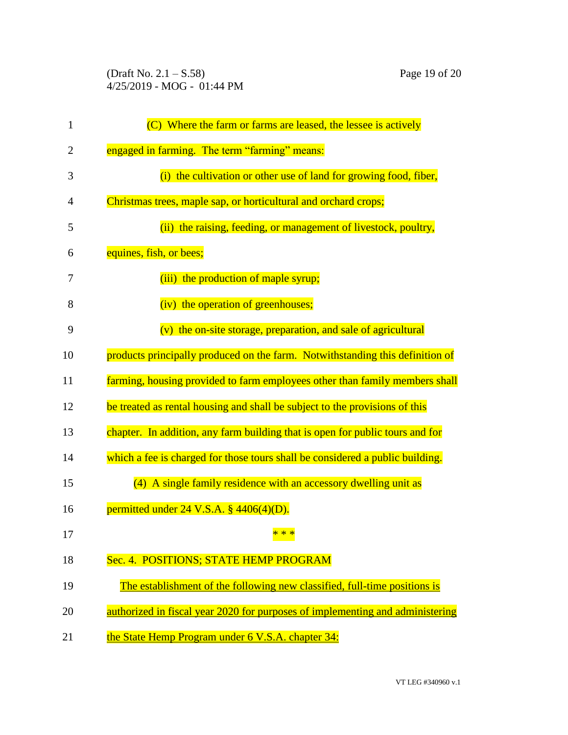(C) Where the farm or farms are leased, the lessee is actively engaged in farming. The term "farming" means:

(i) the cultivation or other use of land for growing food, fiber, Christmas trees, maple sap, or horticultural and orchard crops;

(ii) the raising, feeding, or management of livestock, poultry, equines, fish, or bees;

(iii) the production of maple syrup;

(iv) the operation of greenhouses;

(v) the on-site storage, preparation, and sale of agricultural products principally produced on the farm. Notwithstanding this definition of farming, housing provided to farm employees other than family members shall be treated as rental housing and shall be subject to the provisions of this chapter. In addition, any farm building that is open for public tours and for which a fee is charged for those tours shall be considered a public building.

(4) A single family residence with an accessory dwelling unit as permitted under 24 V.S.A. § 4406(4)(D).

\* \* \*

Sec. 4. POSITIONS; STATE HEMP PROGRAM

<u>The establishment of the following new classified, full-time positions is authorized in fiscal year 2020 for purposes of implementing and administering the State Hemp Program under 6 V.S.A. chapter 34:</u>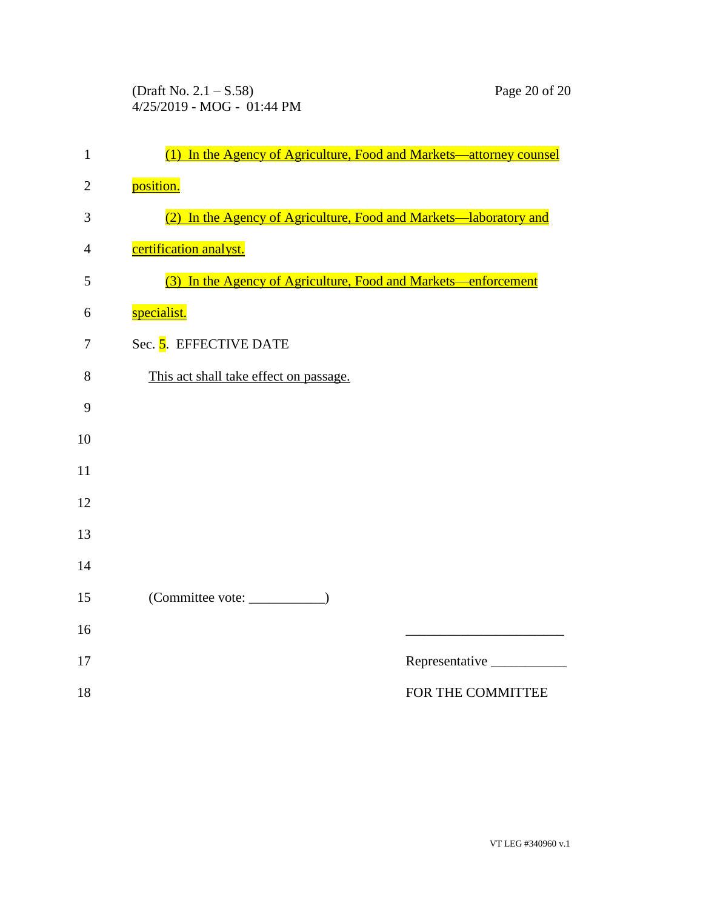(1) In the Agency of Agriculture, Food and Markets—attorney counsel position.

(2) In the Agency of Agriculture, Food and Markets—laboratory and certification analyst.

(3) In the Agency of Agriculture, Food and Markets—enforcement specialist.

Sec. 5. EFFECTIVE DATE

This act shall take effect on passage.

(Committee vote: ___________)

_______________________

Representative ___________

FOR THE COMMITTEE